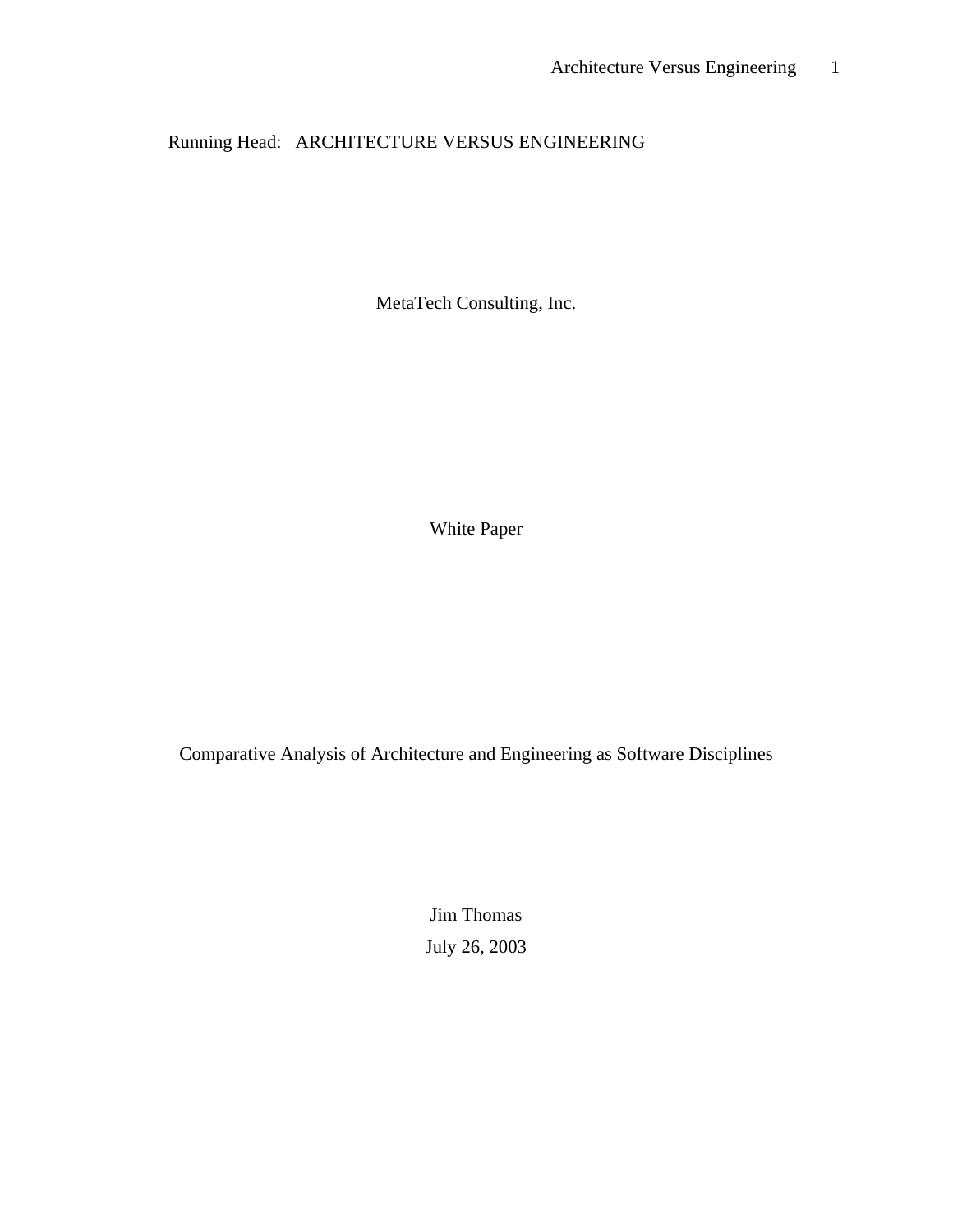Running Head: ARCHITECTURE VERSUS ENGINEERING

MetaTech Consulting, Inc.

White Paper

Comparative Analysis of Architecture and Engineering as Software Disciplines

Jim Thomas

July 26, 2003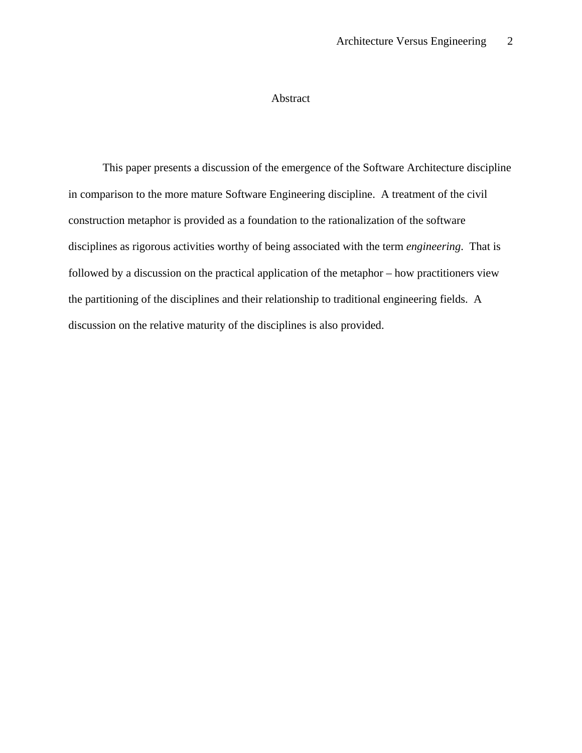# Abstract

This paper presents a discussion of the emergence of the Software Architecture discipline in comparison to the more mature Software Engineering discipline. A treatment of the civil construction metaphor is provided as a foundation to the rationalization of the software disciplines as rigorous activities worthy of being associated with the term *engineering*. That is followed by a discussion on the practical application of the metaphor – how practitioners view the partitioning of the disciplines and their relationship to traditional engineering fields. A discussion on the relative maturity of the disciplines is also provided.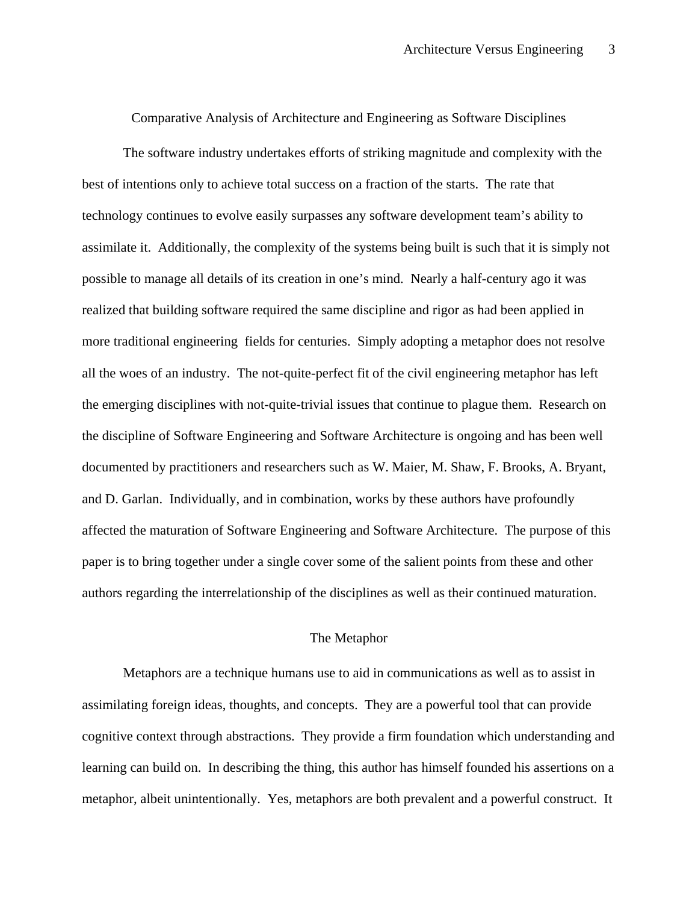## Comparative Analysis of Architecture and Engineering as Software Disciplines

The software industry undertakes efforts of striking magnitude and complexity with the best of intentions only to achieve total success on a fraction of the starts. The rate that technology continues to evolve easily surpasses any software development team's ability to assimilate it. Additionally, the complexity of the systems being built is such that it is simply not possible to manage all details of its creation in one's mind. Nearly a half-century ago it was realized that building software required the same discipline and rigor as had been applied in more traditional engineering fields for centuries. Simply adopting a metaphor does not resolve all the woes of an industry. The not-quite-perfect fit of the civil engineering metaphor has left the emerging disciplines with not-quite-trivial issues that continue to plague them. Research on the discipline of Software Engineering and Software Architecture is ongoing and has been well documented by practitioners and researchers such as W. Maier, M. Shaw, F. Brooks, A. Bryant, and D. Garlan. Individually, and in combination, works by these authors have profoundly affected the maturation of Software Engineering and Software Architecture. The purpose of this paper is to bring together under a single cover some of the salient points from these and other authors regarding the interrelationship of the disciplines as well as their continued maturation.

## The Metaphor

Metaphors are a technique humans use to aid in communications as well as to assist in assimilating foreign ideas, thoughts, and concepts. They are a powerful tool that can provide cognitive context through abstractions. They provide a firm foundation which understanding and learning can build on. In describing the thing, this author has himself founded his assertions on a metaphor, albeit unintentionally. Yes, metaphors are both prevalent and a powerful construct. It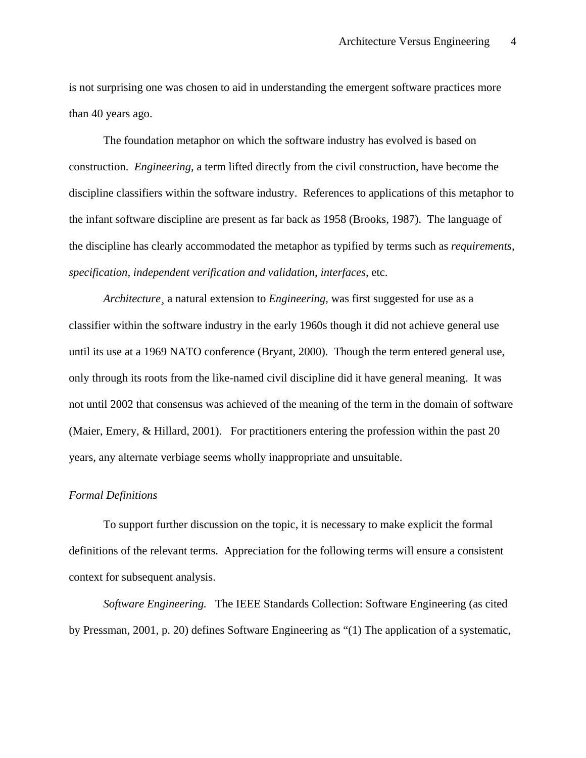is not surprising one was chosen to aid in understanding the emergent software practices more than 40 years ago.

The foundation metaphor on which the software industry has evolved is based on construction. *Engineering,* a term lifted directly from the civil construction, have become the discipline classifiers within the software industry. References to applications of this metaphor to the infant software discipline are present as far back as 1958 (Brooks, 1987). The language of the discipline has clearly accommodated the metaphor as typified by terms such as *requirements, specification, independent verification and validation, interfaces,* etc.

*Architecture*¸ a natural extension to *Engineering*, was first suggested for use as a classifier within the software industry in the early 1960s though it did not achieve general use until its use at a 1969 NATO conference (Bryant, 2000). Though the term entered general use, only through its roots from the like-named civil discipline did it have general meaning. It was not until 2002 that consensus was achieved of the meaning of the term in the domain of software (Maier, Emery, & Hillard, 2001). For practitioners entering the profession within the past 20 years, any alternate verbiage seems wholly inappropriate and unsuitable.

### *Formal Definitions*

To support further discussion on the topic, it is necessary to make explicit the formal definitions of the relevant terms. Appreciation for the following terms will ensure a consistent context for subsequent analysis.

*Software Engineering.* The IEEE Standards Collection: Software Engineering (as cited by Pressman, 2001, p. 20) defines Software Engineering as "(1) The application of a systematic,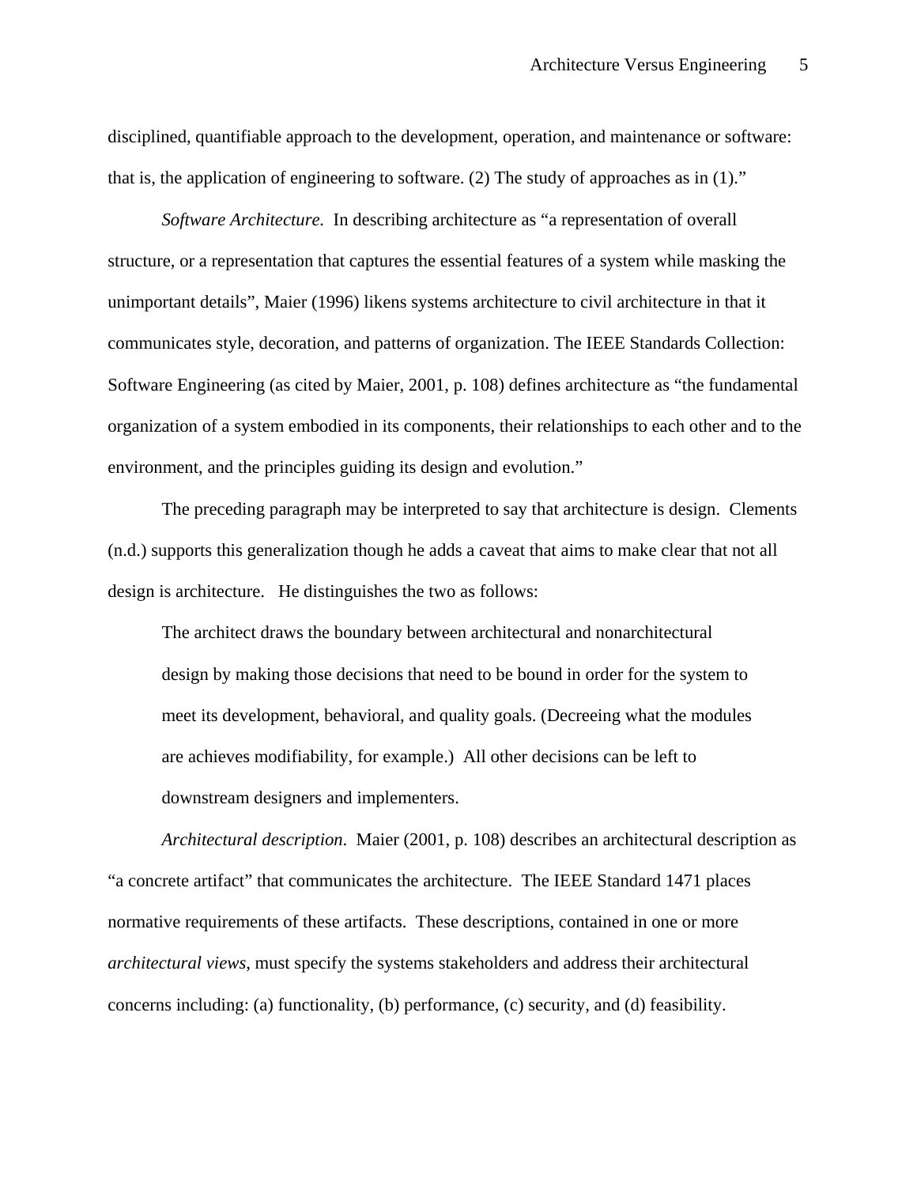disciplined, quantifiable approach to the development, operation, and maintenance or software: that is, the application of engineering to software. (2) The study of approaches as in (1)."

*Software Architecture.* In describing architecture as "a representation of overall structure, or a representation that captures the essential features of a system while masking the unimportant details", Maier (1996) likens systems architecture to civil architecture in that it communicates style, decoration, and patterns of organization. The IEEE Standards Collection: Software Engineering (as cited by Maier, 2001, p. 108) defines architecture as "the fundamental organization of a system embodied in its components, their relationships to each other and to the environment, and the principles guiding its design and evolution."

The preceding paragraph may be interpreted to say that architecture is design. Clements (n.d.) supports this generalization though he adds a caveat that aims to make clear that not all design is architecture. He distinguishes the two as follows:

> The architect draws the boundary between architectural and nonarchitectural design by making those decisions that need to be bound in order for the system to meet its development, behavioral, and quality goals. (Decreeing what the modules are achieves modifiability, for example.) All other decisions can be left to downstream designers and implementers.

*Architectural description.* Maier (2001, p. 108) describes an architectural description as "a concrete artifact" that communicates the architecture. The IEEE Standard 1471 places normative requirements of these artifacts. These descriptions, contained in one or more *architectural views*, must specify the systems stakeholders and address their architectural concerns including: (a) functionality, (b) performance, (c) security, and (d) feasibility.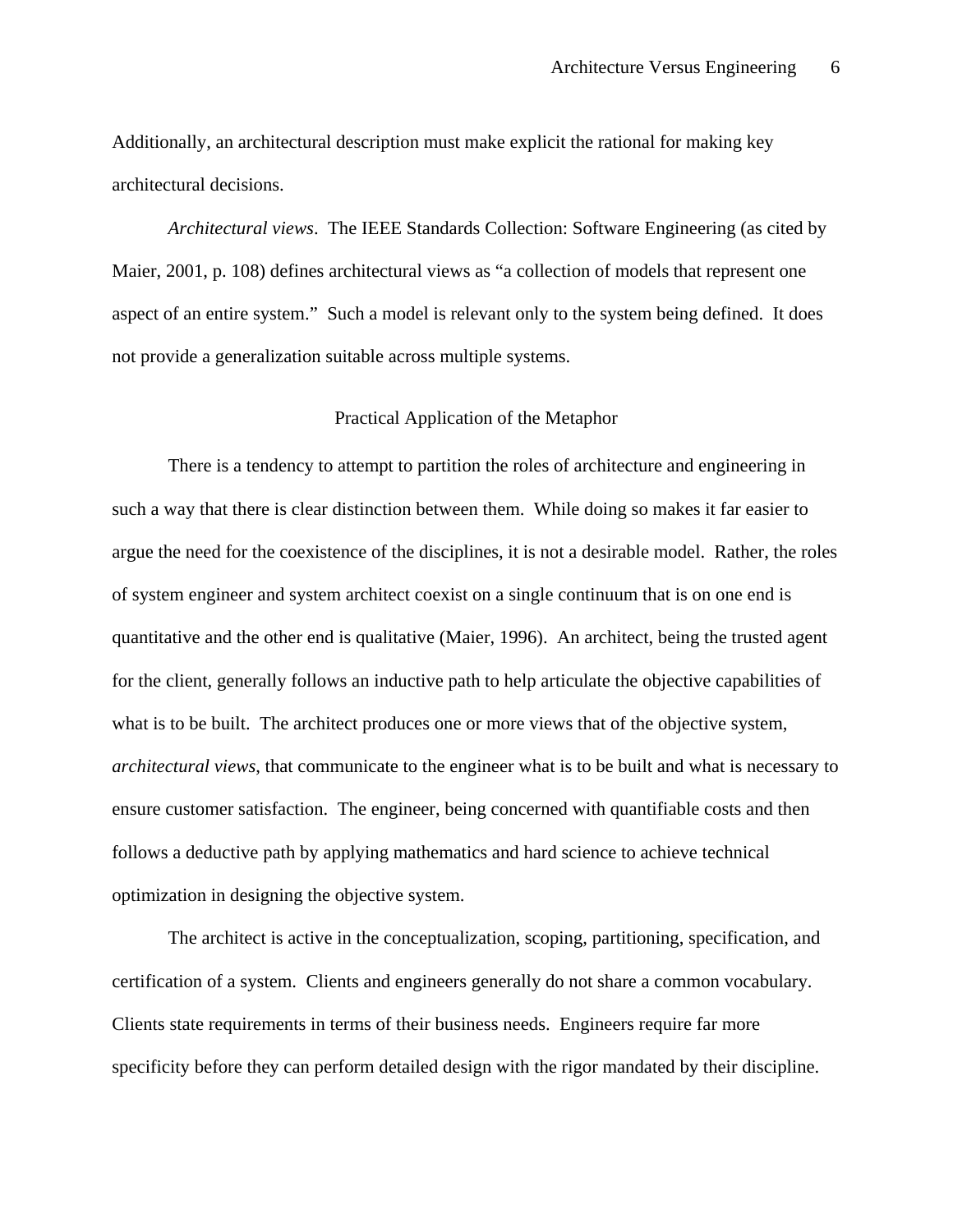Additionally, an architectural description must make explicit the rational for making key architectural decisions.

*Architectural views*. The IEEE Standards Collection: Software Engineering (as cited by Maier, 2001, p. 108) defines architectural views as "a collection of models that represent one aspect of an entire system." Such a model is relevant only to the system being defined. It does not provide a generalization suitable across multiple systems.

## Practical Application of the Metaphor

There is a tendency to attempt to partition the roles of architecture and engineering in such a way that there is clear distinction between them. While doing so makes it far easier to argue the need for the coexistence of the disciplines, it is not a desirable model. Rather, the roles of system engineer and system architect coexist on a single continuum that is on one end is quantitative and the other end is qualitative (Maier, 1996). An architect, being the trusted agent for the client, generally follows an inductive path to help articulate the objective capabilities of what is to be built. The architect produces one or more views that of the objective system, *architectural views*, that communicate to the engineer what is to be built and what is necessary to ensure customer satisfaction. The engineer, being concerned with quantifiable costs and then follows a deductive path by applying mathematics and hard science to achieve technical optimization in designing the objective system.

The architect is active in the conceptualization, scoping, partitioning, specification, and certification of a system. Clients and engineers generally do not share a common vocabulary. Clients state requirements in terms of their business needs. Engineers require far more specificity before they can perform detailed design with the rigor mandated by their discipline.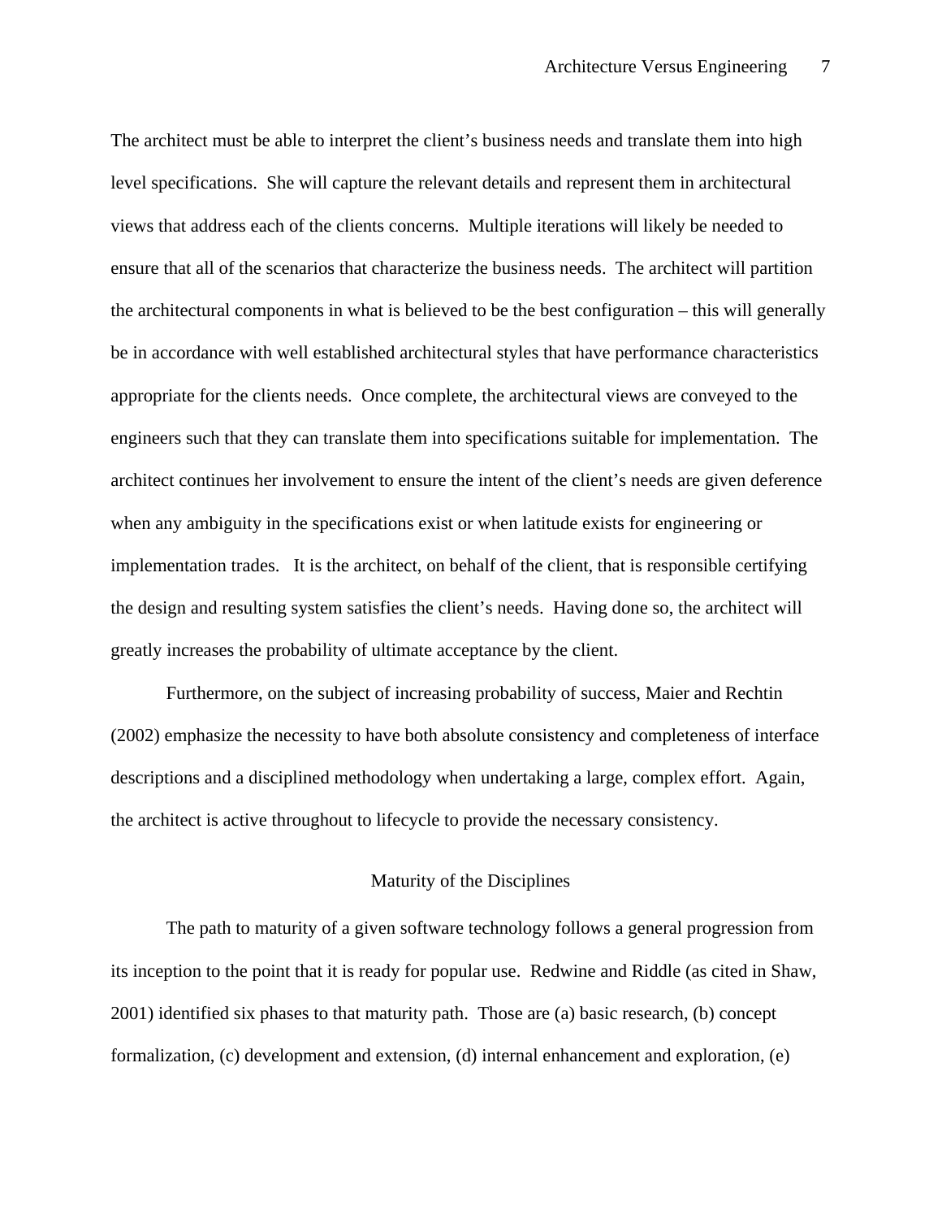The architect must be able to interpret the client's business needs and translate them into high level specifications. She will capture the relevant details and represent them in architectural views that address each of the clients concerns. Multiple iterations will likely be needed to ensure that all of the scenarios that characterize the business needs. The architect will partition the architectural components in what is believed to be the best configuration – this will generally be in accordance with well established architectural styles that have performance characteristics appropriate for the clients needs. Once complete, the architectural views are conveyed to the engineers such that they can translate them into specifications suitable for implementation. The architect continues her involvement to ensure the intent of the client's needs are given deference when any ambiguity in the specifications exist or when latitude exists for engineering or implementation trades. It is the architect, on behalf of the client, that is responsible certifying the design and resulting system satisfies the client's needs. Having done so, the architect will greatly increases the probability of ultimate acceptance by the client.

Furthermore, on the subject of increasing probability of success, Maier and Rechtin (2002) emphasize the necessity to have both absolute consistency and completeness of interface descriptions and a disciplined methodology when undertaking a large, complex effort. Again, the architect is active throughout to lifecycle to provide the necessary consistency.

## Maturity of the Disciplines

The path to maturity of a given software technology follows a general progression from its inception to the point that it is ready for popular use. Redwine and Riddle (as cited in Shaw, 2001) identified six phases to that maturity path. Those are (a) basic research, (b) concept formalization, (c) development and extension, (d) internal enhancement and exploration, (e)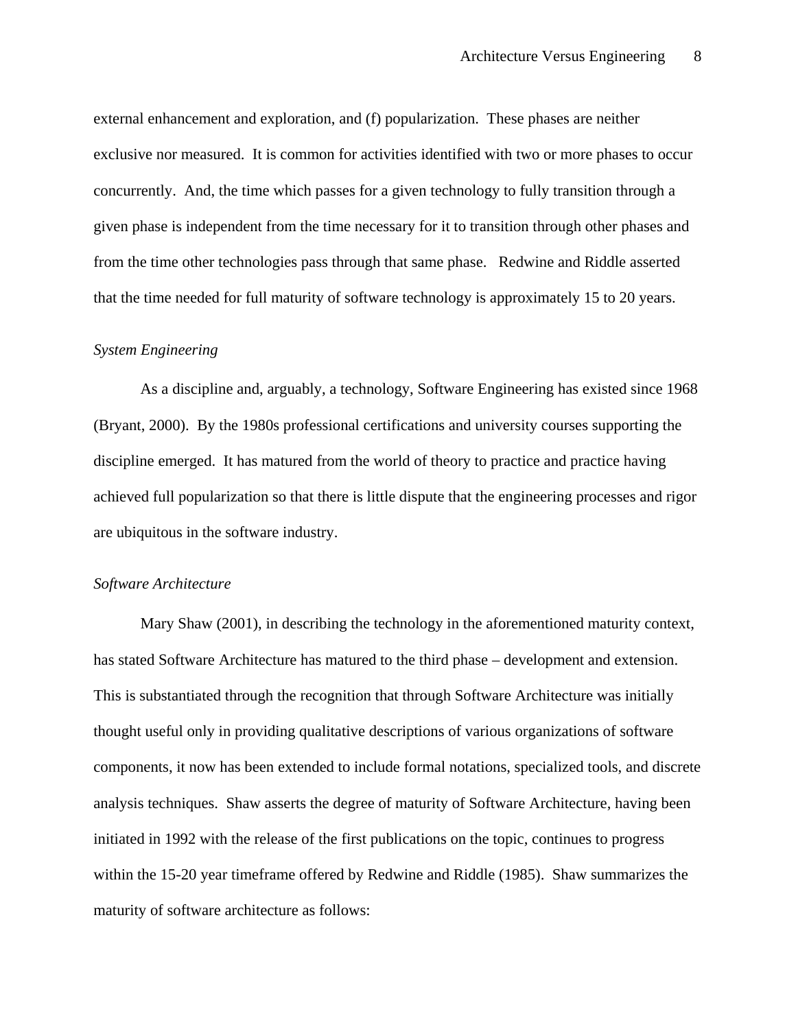external enhancement and exploration, and (f) popularization. These phases are neither exclusive nor measured. It is common for activities identified with two or more phases to occur concurrently. And, the time which passes for a given technology to fully transition through a given phase is independent from the time necessary for it to transition through other phases and from the time other technologies pass through that same phase. Redwine and Riddle asserted that the time needed for full maturity of software technology is approximately 15 to 20 years.

### *System Engineering*

As a discipline and, arguably, a technology, Software Engineering has existed since 1968 (Bryant, 2000). By the 1980s professional certifications and university courses supporting the discipline emerged. It has matured from the world of theory to practice and practice having achieved full popularization so that there is little dispute that the engineering processes and rigor are ubiquitous in the software industry.

### *Software Architecture*

Mary Shaw (2001), in describing the technology in the aforementioned maturity context, has stated Software Architecture has matured to the third phase – development and extension. This is substantiated through the recognition that through Software Architecture was initially thought useful only in providing qualitative descriptions of various organizations of software components, it now has been extended to include formal notations, specialized tools, and discrete analysis techniques. Shaw asserts the degree of maturity of Software Architecture, having been initiated in 1992 with the release of the first publications on the topic, continues to progress within the 15-20 year timeframe offered by Redwine and Riddle (1985). Shaw summarizes the maturity of software architecture as follows: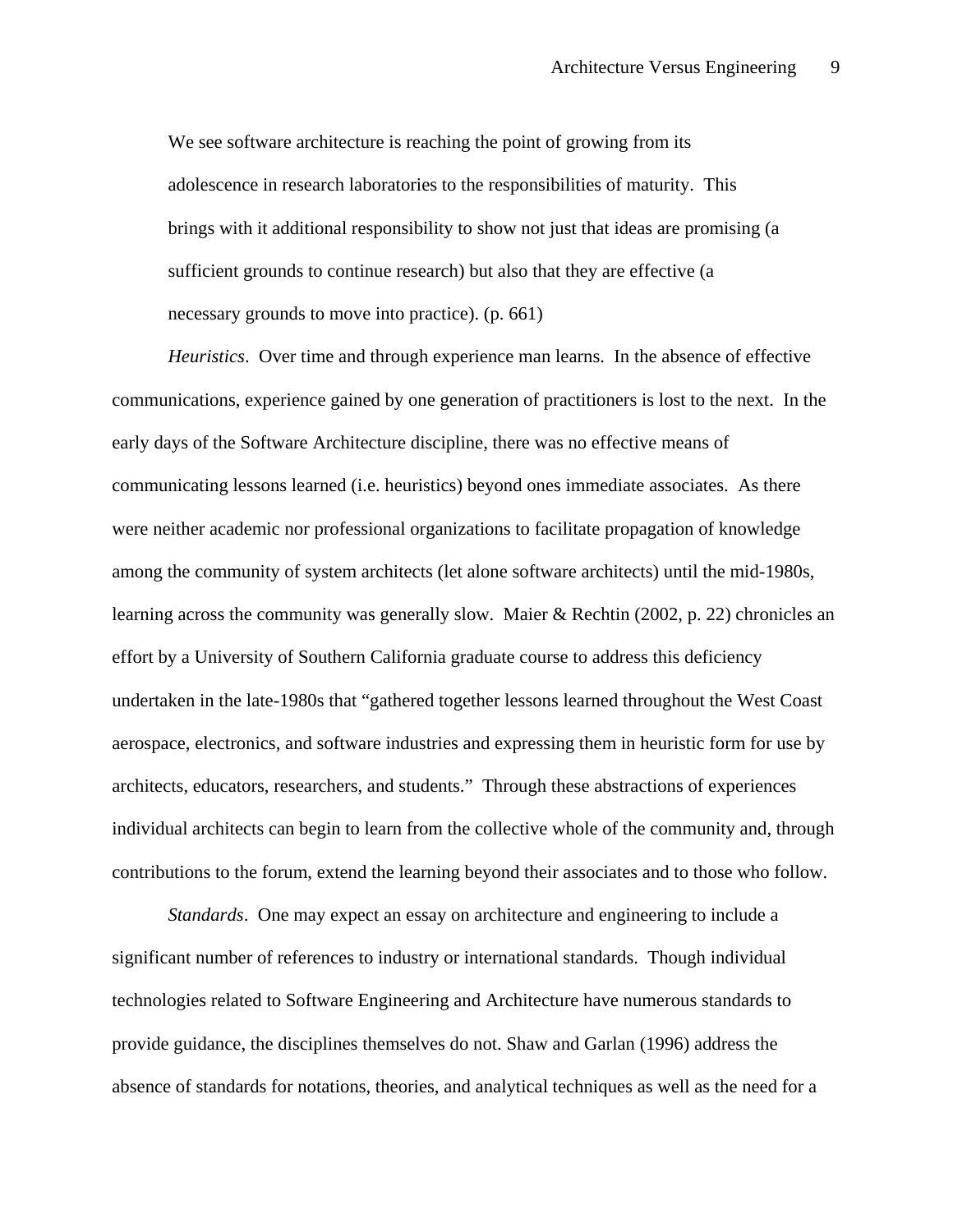> We see software architecture is reaching the point of growing from its adolescence in research laboratories to the responsibilities of maturity. This brings with it additional responsibility to show not just that ideas are promising (a sufficient grounds to continue research) but also that they are effective (a necessary grounds to move into practice). (p. 661)

*Heuristics*. Over time and through experience man learns. In the absence of effective communications, experience gained by one generation of practitioners is lost to the next. In the early days of the Software Architecture discipline, there was no effective means of communicating lessons learned (i.e. heuristics) beyond ones immediate associates. As there were neither academic nor professional organizations to facilitate propagation of knowledge among the community of system architects (let alone software architects) until the mid-1980s, learning across the community was generally slow. Maier & Rechtin (2002, p. 22) chronicles an effort by a University of Southern California graduate course to address this deficiency undertaken in the late-1980s that "gathered together lessons learned throughout the West Coast aerospace, electronics, and software industries and expressing them in heuristic form for use by architects, educators, researchers, and students." Through these abstractions of experiences individual architects can begin to learn from the collective whole of the community and, through contributions to the forum, extend the learning beyond their associates and to those who follow.

*Standards*. One may expect an essay on architecture and engineering to include a significant number of references to industry or international standards. Though individual technologies related to Software Engineering and Architecture have numerous standards to provide guidance, the disciplines themselves do not. Shaw and Garlan (1996) address the absence of standards for notations, theories, and analytical techniques as well as the need for a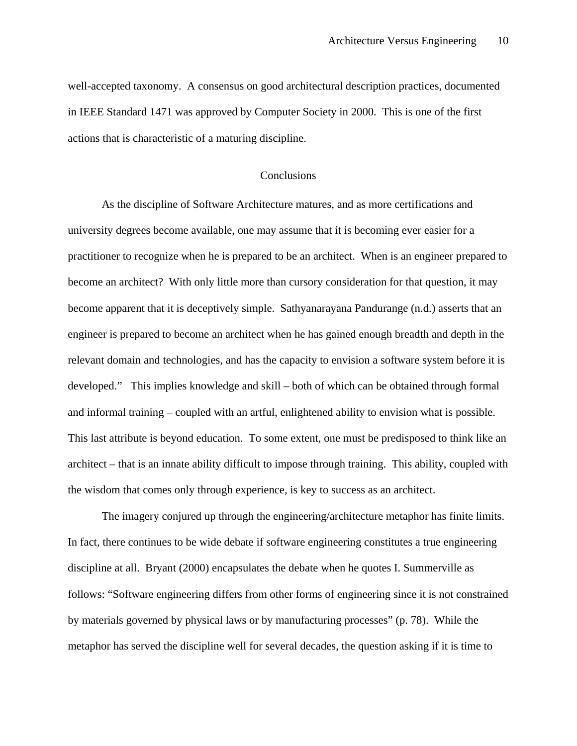well-accepted taxonomy. A consensus on good architectural description practices, documented in IEEE Standard 1471 was approved by Computer Society in 2000. This is one of the first actions that is characteristic of a maturing discipline.

## Conclusions

As the discipline of Software Architecture matures, and as more certifications and university degrees become available, one may assume that it is becoming ever easier for a practitioner to recognize when he is prepared to be an architect. When is an engineer prepared to become an architect? With only little more than cursory consideration for that question, it may become apparent that it is deceptively simple. Sathyanarayana Pandurange (n.d.) asserts that an engineer is prepared to become an architect when he has gained enough breadth and depth in the relevant domain and technologies, and has the capacity to envision a software system before it is developed." This implies knowledge and skill – both of which can be obtained through formal and informal training – coupled with an artful, enlightened ability to envision what is possible. This last attribute is beyond education. To some extent, one must be predisposed to think like an architect – that is an innate ability difficult to impose through training. This ability, coupled with the wisdom that comes only through experience, is key to success as an architect.

The imagery conjured up through the engineering/architecture metaphor has finite limits. In fact, there continues to be wide debate if software engineering constitutes a true engineering discipline at all. Bryant (2000) encapsulates the debate when he quotes I. Summerville as follows: "Software engineering differs from other forms of engineering since it is not constrained by materials governed by physical laws or by manufacturing processes" (p. 78). While the metaphor has served the discipline well for several decades, the question asking if it is time to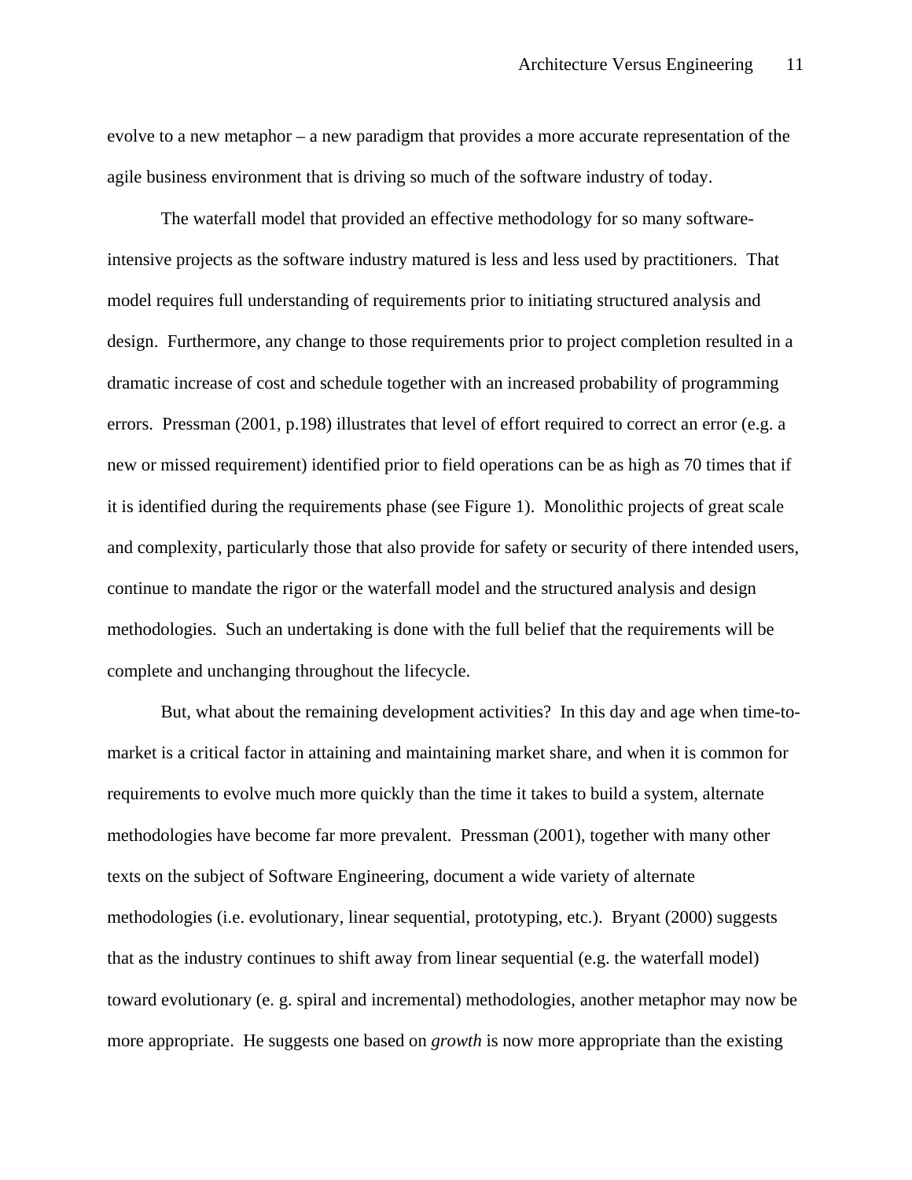evolve to a new metaphor – a new paradigm that provides a more accurate representation of the agile business environment that is driving so much of the software industry of today.

The waterfall model that provided an effective methodology for so many software-intensive projects as the software industry matured is less and less used by practitioners. That model requires full understanding of requirements prior to initiating structured analysis and design. Furthermore, any change to those requirements prior to project completion resulted in a dramatic increase of cost and schedule together with an increased probability of programming errors. Pressman (2001, p.198) illustrates that level of effort required to correct an error (e.g. a new or missed requirement) identified prior to field operations can be as high as 70 times that if it is identified during the requirements phase (see Figure 1). Monolithic projects of great scale and complexity, particularly those that also provide for safety or security of there intended users, continue to mandate the rigor or the waterfall model and the structured analysis and design methodologies. Such an undertaking is done with the full belief that the requirements will be complete and unchanging throughout the lifecycle.

But, what about the remaining development activities? In this day and age when time-to-market is a critical factor in attaining and maintaining market share, and when it is common for requirements to evolve much more quickly than the time it takes to build a system, alternate methodologies have become far more prevalent. Pressman (2001), together with many other texts on the subject of Software Engineering, document a wide variety of alternate methodologies (i.e. evolutionary, linear sequential, prototyping, etc.). Bryant (2000) suggests that as the industry continues to shift away from linear sequential (e.g. the waterfall model) toward evolutionary (e. g. spiral and incremental) methodologies, another metaphor may now be more appropriate. He suggests one based on *growth* is now more appropriate than the existing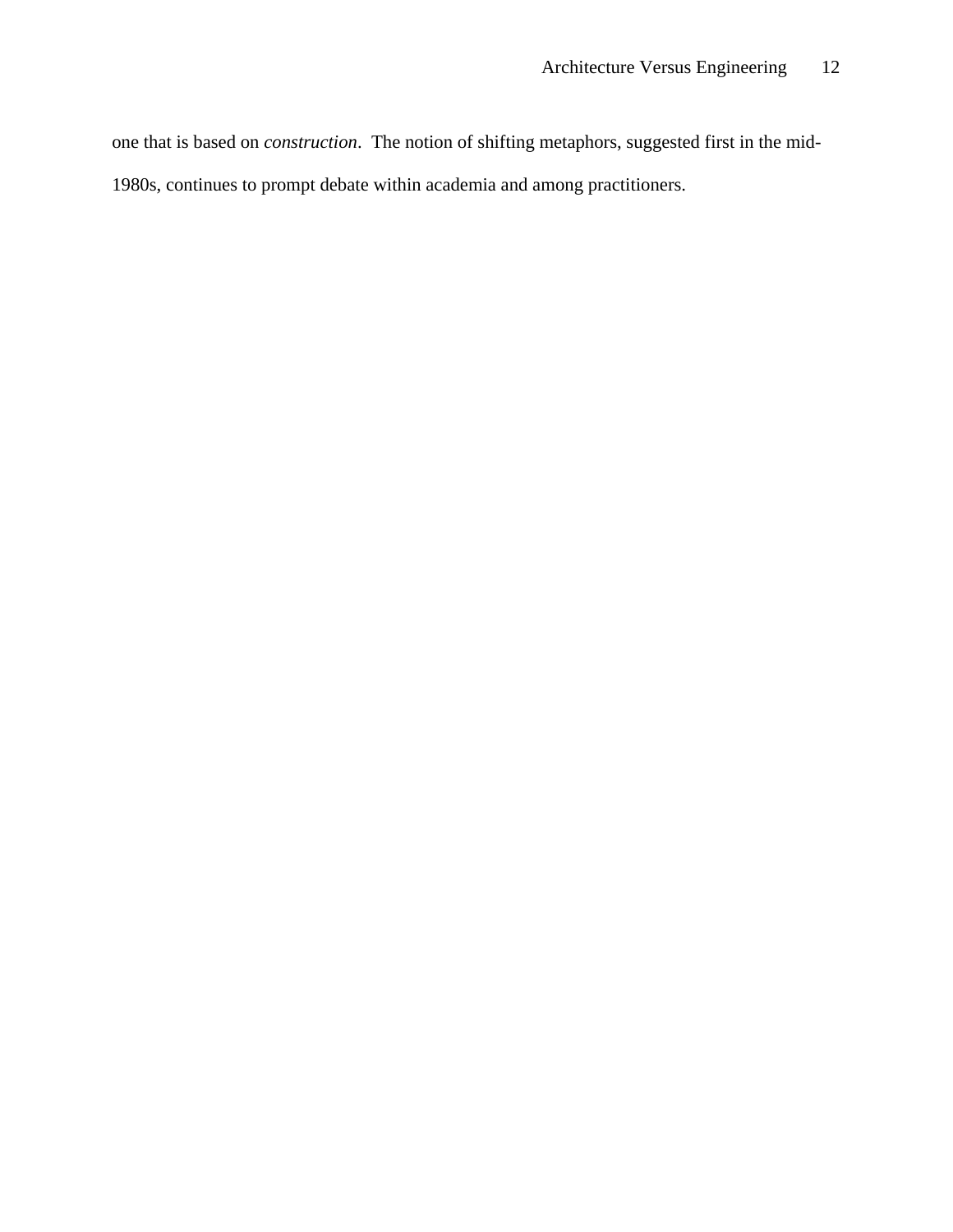one that is based on *construction*. The notion of shifting metaphors, suggested first in the mid-1980s, continues to prompt debate within academia and among practitioners.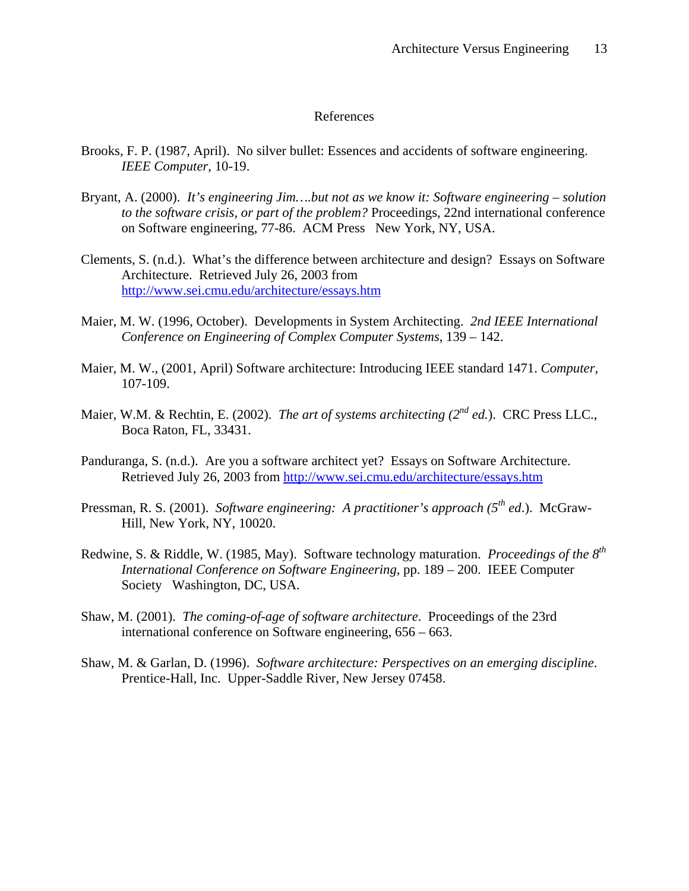# References

Brooks, F. P. (1987, April). No silver bullet: Essences and accidents of software engineering. *IEEE Computer*, 10-19.

Bryant, A. (2000). *It's engineering Jim….but not as we know it: Software engineering – solution to the software crisis, or part of the problem?* Proceedings, 22nd international conference on Software engineering, 77-86. ACM Press New York, NY, USA.

Clements, S. (n.d.). What's the difference between architecture and design? Essays on Software Architecture. Retrieved July 26, 2003 from http://www.sei.cmu.edu/architecture/essays.htm

Maier, M. W. (1996, October). Developments in System Architecting. *2nd IEEE International Conference on Engineering of Complex Computer Systems*, 139 – 142.

Maier, M. W., (2001, April) Software architecture: Introducing IEEE standard 1471. *Computer*, 107-109.

Maier, W.M. & Rechtin, E. (2002). *The art of systems architecting (2nd ed.)*. CRC Press LLC., Boca Raton, FL, 33431.

Panduranga, S. (n.d.). Are you a software architect yet? Essays on Software Architecture. Retrieved July 26, 2003 from http://www.sei.cmu.edu/architecture/essays.htm

Pressman, R. S. (2001). *Software engineering: A practitioner's approach (5th ed.)*. McGraw-Hill, New York, NY, 10020.

Redwine, S. & Riddle, W. (1985, May). Software technology maturation. *Proceedings of the 8th International Conference on Software Engineering*, pp. 189 – 200. IEEE Computer Society Washington, DC, USA.

Shaw, M. (2001). *The coming-of-age of software architecture*. Proceedings of the 23rd international conference on Software engineering, 656 – 663.

Shaw, M. & Garlan, D. (1996). *Software architecture: Perspectives on an emerging discipline*. Prentice-Hall, Inc. Upper-Saddle River, New Jersey 07458.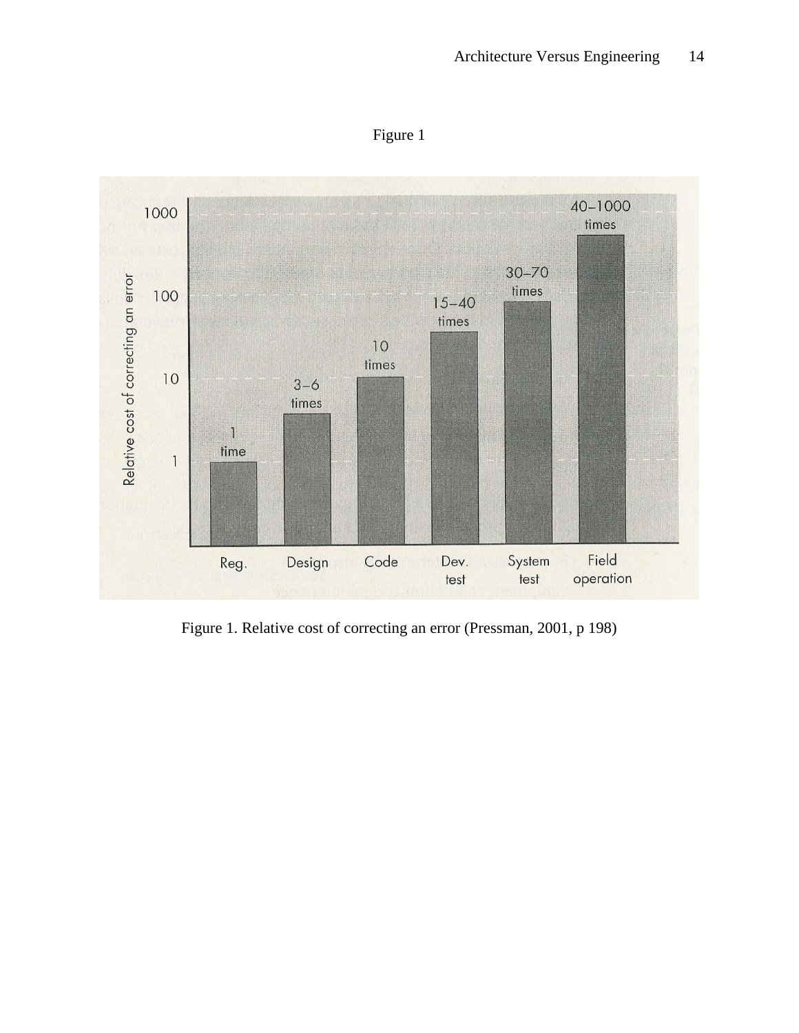Figure 1

Relative cost of correcting an error

1000

100

10

1

1 time

3–6 times

10 times

15–40 times

30–70 times

40–1000 times

Req.

Design

Code

Dev. test

System test

Field operation

Figure 1. Relative cost of correcting an error (Pressman, 2001, p 198)